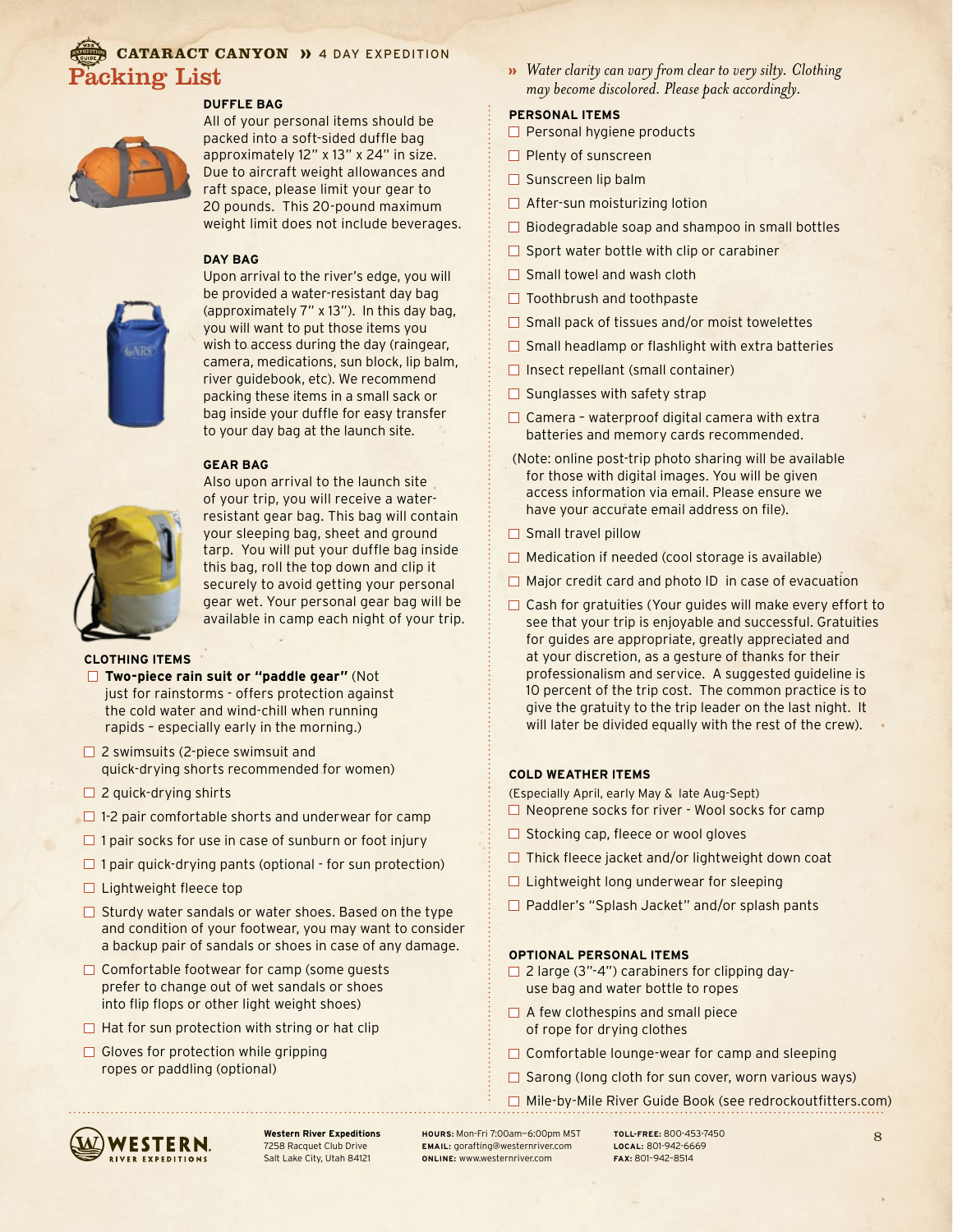# CATARACT CANYON » 4 DAY EXPEDITION

## Packing List

### DUFFLE BAG

All of your personal items should be packed into a soft-sided duffle bag approximately 12" x 13" x 24" in size. Due to aircraft weight allowances and raft space, please limit your gear to 20 pounds. This 20-pound maximum weight limit does not include beverages.

### DAY BAG

Upon arrival to the river's edge, you will be provided a water-resistant day bag (approximately 7" x 13"). In this day bag, you will want to put those items you wish to access during the day (raingear, camera, medications, sun block, lip balm, river guidebook, etc). We recommend packing these items in a small sack or bag inside your duffle for easy transfer to your day bag at the launch site.

### GEAR BAG

Also upon arrival to the launch site of your trip, you will receive a water-resistant gear bag. This bag will contain your sleeping bag, sheet and ground tarp. You will put your duffle bag inside this bag, roll the top down and clip it securely to avoid getting your personal gear wet. Your personal gear bag will be available in camp each night of your trip.

### CLOTHING ITEMS

- ☐ **Two-piece rain suit or "paddle gear"** (Not just for rainstorms - offers protection against the cold water and wind-chill when running rapids – especially early in the morning.)
- ☐ 2 swimsuits (2-piece swimsuit and quick-drying shorts recommended for women)
- ☐ 2 quick-drying shirts
- ☐ 1-2 pair comfortable shorts and underwear for camp
- ☐ 1 pair socks for use in case of sunburn or foot injury
- ☐ 1 pair quick-drying pants (optional - for sun protection)
- ☐ Lightweight fleece top
- ☐ Sturdy water sandals or water shoes. Based on the type and condition of your footwear, you may want to consider a backup pair of sandals or shoes in case of any damage.
- ☐ Comfortable footwear for camp (some guests prefer to change out of wet sandals or shoes into flip flops or other light weight shoes)
- ☐ Hat for sun protection with string or hat clip
- ☐ Gloves for protection while gripping ropes or paddling (optional)

» *Water clarity can vary from clear to very silty. Clothing may become discolored. Please pack accordingly.*

### PERSONAL ITEMS

- ☐ Personal hygiene products
- ☐ Plenty of sunscreen
- ☐ Sunscreen lip balm
- ☐ After-sun moisturizing lotion
- ☐ Biodegradable soap and shampoo in small bottles
- ☐ Sport water bottle with clip or carabiner
- ☐ Small towel and wash cloth
- ☐ Toothbrush and toothpaste
- ☐ Small pack of tissues and/or moist towelettes
- ☐ Small headlamp or flashlight with extra batteries
- ☐ Insect repellant (small container)
- ☐ Sunglasses with safety strap
- ☐ Camera – waterproof digital camera with extra batteries and memory cards recommended.

(Note: online post-trip photo sharing will be available for those with digital images. You will be given access information via email. Please ensure we have your accurate email address on file).

- ☐ Small travel pillow
- ☐ Medication if needed (cool storage is available)
- ☐ Major credit card and photo ID in case of evacuation
- ☐ Cash for gratuities (Your guides will make every effort to see that your trip is enjoyable and successful. Gratuities for guides are appropriate, greatly appreciated and at your discretion, as a gesture of thanks for their professionalism and service. A suggested guideline is 10 percent of the trip cost. The common practice is to give the gratuity to the trip leader on the last night. It will later be divided equally with the rest of the crew).

### COLD WEATHER ITEMS

(Especially April, early May & late Aug-Sept)

- ☐ Neoprene socks for river - Wool socks for camp
- ☐ Stocking cap, fleece or wool gloves
- ☐ Thick fleece jacket and/or lightweight down coat
- ☐ Lightweight long underwear for sleeping
- ☐ Paddler's "Splash Jacket" and/or splash pants

### OPTIONAL PERSONAL ITEMS

- ☐ 2 large (3"-4") carabiners for clipping day-use bag and water bottle to ropes
- ☐ A few clothespins and small piece of rope for drying clothes
- ☐ Comfortable lounge-wear for camp and sleeping
- ☐ Sarong (long cloth for sun cover, worn various ways)
- ☐ Mile-by-Mile River Guide Book (see redrockoutfitters.com)

**Western River Expeditions**
7258 Racquet Club Drive
Salt Lake City, Utah 84121

**HOURS:** Mon-Fri 7:00am–6:00pm MST
**EMAIL:** grafting@westernriver.com
**ONLINE:** www.westernriver.com

**TOLL-FREE:** 800-453-7450
**LOCAL:** 801-942-6669
**FAX:** 801-942-8514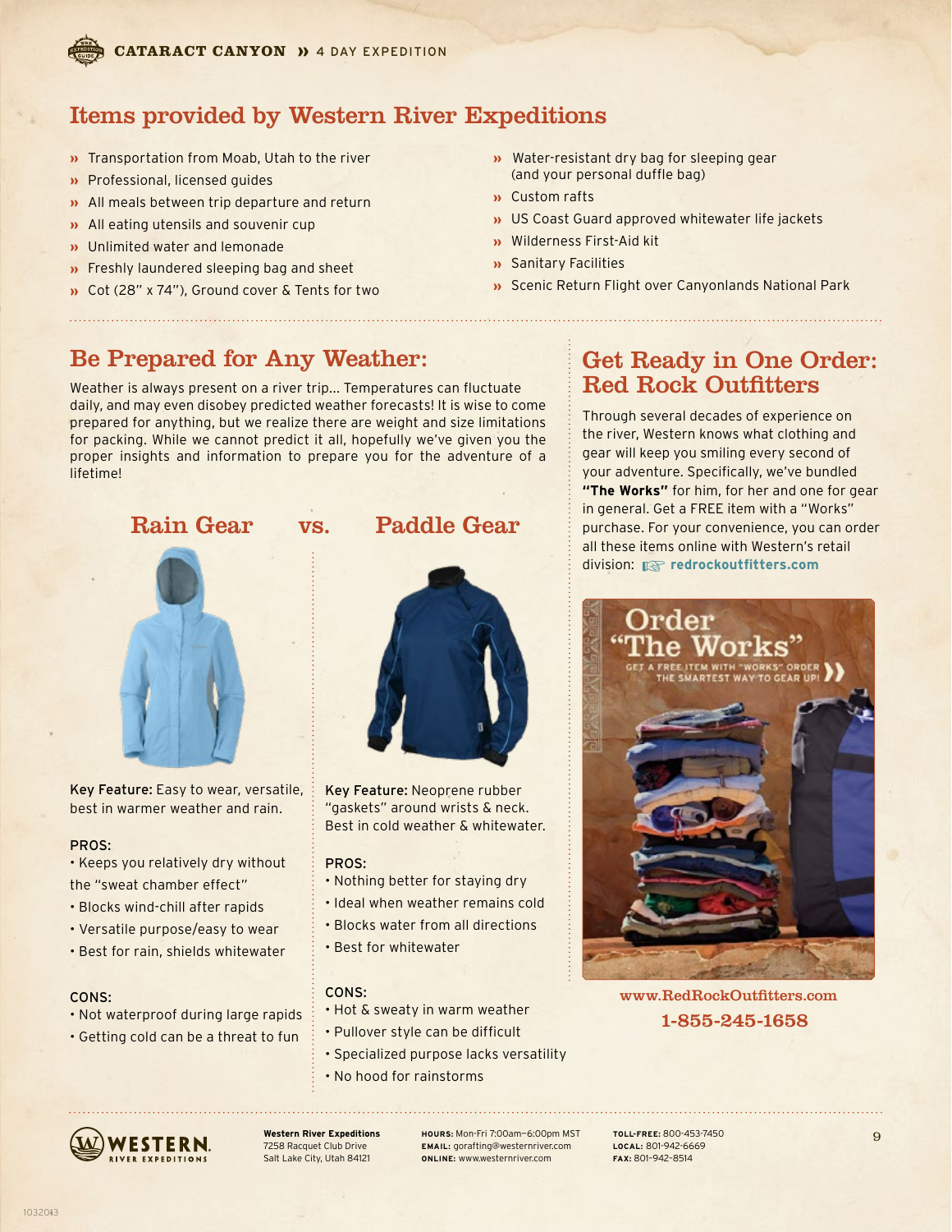## Items provided by Western River Expeditions

- Transportation from Moab, Utah to the river
- Professional, licensed guides
- All meals between trip departure and return
- All eating utensils and souvenir cup
- Unlimited water and lemonade
- Freshly laundered sleeping bag and sheet
- Cot (28" x 74"), Ground cover & Tents for two
- Water-resistant dry bag for sleeping gear (and your personal duffle bag)
- Custom rafts
- US Coast Guard approved whitewater life jackets
- Wilderness First-Aid kit
- Sanitary Facilities
- Scenic Return Flight over Canyonlands National Park

## Be Prepared for Any Weather:

Weather is always present on a river trip... Temperatures can fluctuate daily, and may even disobey predicted weather forecasts! It is wise to come prepared for anything, but we realize there are weight and size limitations for packing. While we cannot predict it all, hopefully we've given you the proper insights and information to prepare you for the adventure of a lifetime!

### Rain Gear vs. Paddle Gear

#### Rain Gear

**Key Feature:** Easy to wear, versatile, best in warmer weather and rain.

PROS:
- Keeps you relatively dry without the "sweat chamber effect"
- Blocks wind-chill after rapids
- Versatile purpose/easy to wear
- Best for rain, shields whitewater

CONS:
- Not waterproof during large rapids
- Getting cold can be a threat to fun

#### Paddle Gear

**Key Feature:** Neoprene rubber "gaskets" around wrists & neck. Best in cold weather & whitewater.

PROS:
- Nothing better for staying dry
- Ideal when weather remains cold
- Blocks water from all directions
- Best for whitewater

CONS:
- Hot & sweaty in warm weather
- Pullover style can be difficult
- Specialized purpose lacks versatility
- No hood for rainstorms

## Get Ready in One Order: Red Rock Outfitters

Through several decades of experience on the river, Western knows what clothing and gear will keep you smiling every second of your adventure. Specifically, we've bundled **"The Works"** for him, for her and one for gear in general. Get a FREE item with a "Works" purchase. For your convenience, you can order all these items online with Western's retail division: **redrockoutfitters.com**

Order "The Works"

GET A FREE ITEM WITH "WORKS" ORDER THE SMARTEST WAY TO GEAR UP!

www.RedRockOutfitters.com

1-855-245-1658

**Western River Expeditions**
7258 Racquet Club Drive
Salt Lake City, Utah 84121

**HOURS:** Mon-Fri 7:00am–6:00pm MST
**EMAIL:** gorafting@westernriver.com
**ONLINE:** www.westernriver.com

**TOLL-FREE:** 800-453-7450
**LOCAL:** 801-942-6669
**FAX:** 801-942-8514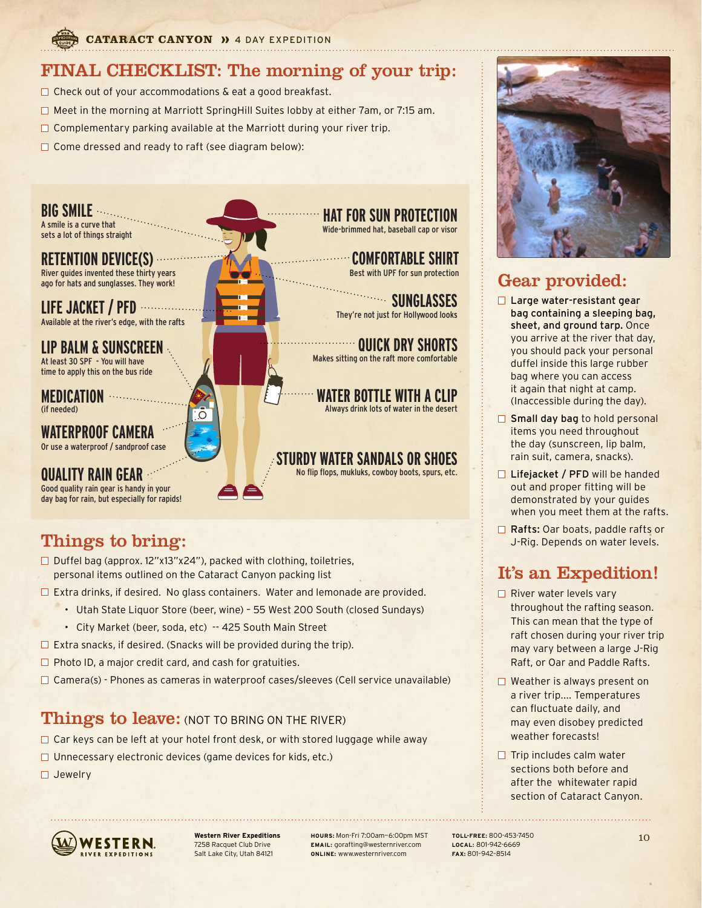# FINAL CHECKLIST: The morning of your trip:

- ☐ Check out of your accommodations & eat a good breakfast.
- ☐ Meet in the morning at Marriott SpringHill Suites lobby at either 7am, or 7:15 am.
- ☐ Complementary parking available at the Marriott during your river trip.
- ☐ Come dressed and ready to raft (see diagram below):

**BIG SMILE**
A smile is a curve that sets a lot of things straight

**RETENTION DEVICE(S)**
River guides invented these thirty years ago for hats and sunglasses. They work!

**LIFE JACKET / PFD**
Available at the river's edge, with the rafts

**LIP BALM & SUNSCREEN**
At least 30 SPF - You will have time to apply this on the bus ride

**MEDICATION**
(if needed)

**WATERPROOF CAMERA**
Or use a waterproof / sandproof case

**QUALITY RAIN GEAR**
Good quality rain gear is handy in your day bag for rain, but especially for rapids!

**HAT FOR SUN PROTECTION**
Wide-brimmed hat, baseball cap or visor

**COMFORTABLE SHIRT**
Best with UPF for sun protection

**SUNGLASSES**
They're not just for Hollywood looks

**QUICK DRY SHORTS**
Makes sitting on the raft more comfortable

**WATER BOTTLE WITH A CLIP**
Always drink lots of water in the desert

**STURDY WATER SANDALS OR SHOES**
No flip flops, mukluks, cowboy boots, spurs, etc.

## Things to bring:

- ☐ Duffel bag (approx. 12"x13"x24"), packed with clothing, toiletries, personal items outlined on the Cataract Canyon packing list
- ☐ Extra drinks, if desired. No glass containers. Water and lemonade are provided.
  - Utah State Liquor Store (beer, wine) – 55 West 200 South (closed Sundays)
  - City Market (beer, soda, etc) -- 425 South Main Street
- ☐ Extra snacks, if desired. (Snacks will be provided during the trip).
- ☐ Photo ID, a major credit card, and cash for gratuities.
- ☐ Camera(s) - Phones as cameras in waterproof cases/sleeves (Cell service unavailable)

## Things to leave: (NOT TO BRING ON THE RIVER)

- ☐ Car keys can be left at your hotel front desk, or with stored luggage while away
- ☐ Unnecessary electronic devices (game devices for kids, etc.)
- ☐ Jewelry

## Gear provided:

- ☐ **Large water-resistant gear bag containing a sleeping bag, sheet, and ground tarp.** Once you arrive at the river that day, you should pack your personal duffel inside this large rubber bag where you can access it again that night at camp. (Inaccessible during the day).
- ☐ **Small day bag** to hold personal items you need throughout the day (sunscreen, lip balm, rain suit, camera, snacks).
- ☐ **Lifejacket / PFD** will be handed out and proper fitting will be demonstrated by your guides when you meet them at the rafts.
- ☐ **Rafts:** Oar boats, paddle rafts or J-Rig. Depends on water levels.

## It's an Expedition!

- ☐ River water levels vary throughout the rafting season. This can mean that the type of raft chosen during your river trip may vary between a large J-Rig Raft, or Oar and Paddle Rafts.
- ☐ Weather is always present on a river trip.... Temperatures can fluctuate daily, and may even disobey predicted weather forecasts!
- ☐ Trip includes calm water sections both before and after the whitewater rapid section of Cataract Canyon.

**Western River Expeditions**
7258 Racquet Club Drive
Salt Lake City, Utah 84121

**HOURS:** Mon-Fri 7:00am–6:00pm MST
**EMAIL:** gorafting@westernriver.com
**ONLINE:** www.westernriver.com

**TOLL-FREE:** 800-453-7450
**LOCAL:** 801-942-6669
**FAX:** 801-942-8514